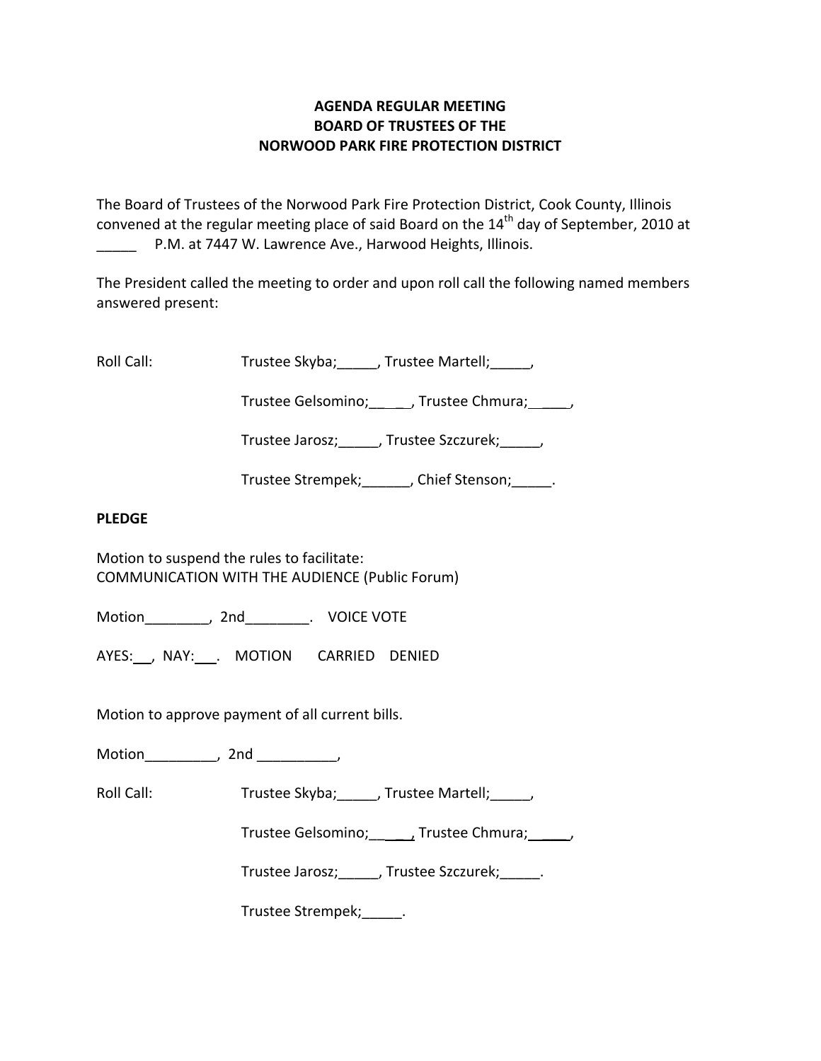**AGENDA REGULAR MEETING**
**BOARD OF TRUSTEES OF THE**
**NORWOOD PARK FIRE PROTECTION DISTRICT**

The Board of Trustees of the Norwood Park Fire Protection District, Cook County, Illinois convened at the regular meeting place of said Board on the 14th day of September, 2010 at _____ P.M. at 7447 W. Lawrence Ave., Harwood Heights, Illinois.

The President called the meeting to order and upon roll call the following named members answered present:

Roll Call: Trustee Skyba;_____, Trustee Martell;_____,

Trustee Gelsomino;_____, Trustee Chmura;_____,

Trustee Jarosz;_____, Trustee Szczurek;_____,

Trustee Strempek;______, Chief Stenson;_____.

**PLEDGE**

Motion to suspend the rules to facilitate:
COMMUNICATION WITH THE AUDIENCE (Public Forum)

Motion________, 2nd________. VOICE VOTE

AYES:___, NAY:___. MOTION CARRIED DENIED

Motion to approve payment of all current bills.

Motion_________, 2nd __________,

Roll Call: Trustee Skyba;_____, Trustee Martell;_____,

Trustee Gelsomino;_____, Trustee Chmura;_____,

Trustee Jarosz;_____, Trustee Szczurek;_____.

Trustee Strempek;_____.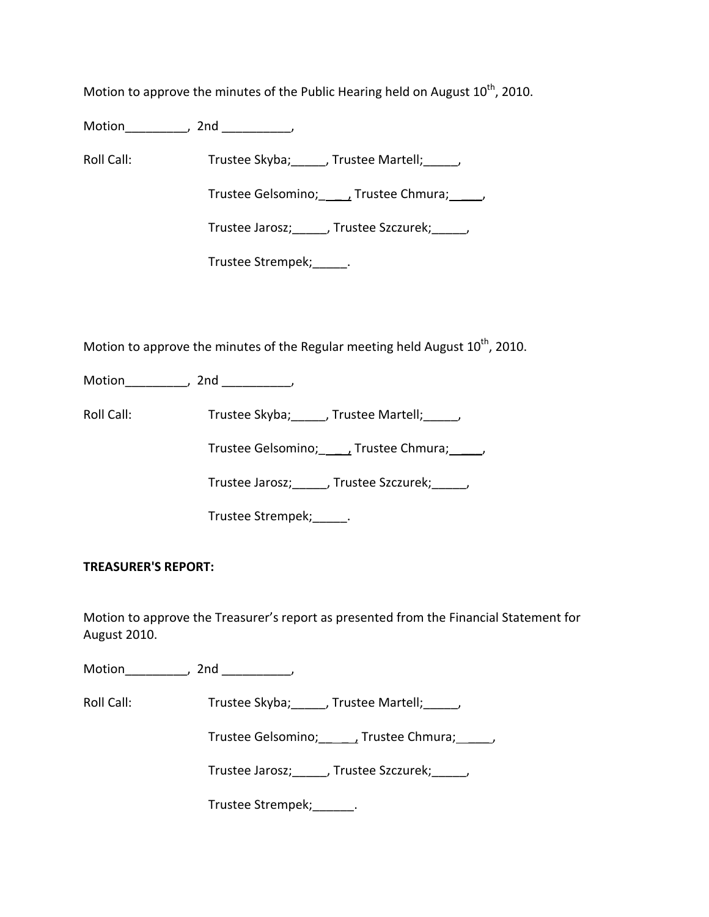Motion to approve the minutes of the Public Hearing held on August 10th, 2010.

Motion_________, 2nd __________,

Roll Call: Trustee Skyba;_____, Trustee Martell;_____,

Trustee Gelsomino;_____, Trustee Chmura;_____,

Trustee Jarosz;_____, Trustee Szczurek;_____,

Trustee Strempek;_____.

Motion to approve the minutes of the Regular meeting held August 10th, 2010.

Motion_________, 2nd __________,

Roll Call: Trustee Skyba;_____, Trustee Martell;_____,

Trustee Gelsomino;_____, Trustee Chmura;_____,

Trustee Jarosz;_____, Trustee Szczurek;_____,

Trustee Strempek;_____.

**TREASURER'S REPORT:**

Motion to approve the Treasurer's report as presented from the Financial Statement for August 2010.

Motion_________, 2nd __________,

Roll Call: Trustee Skyba;_____, Trustee Martell;_____,

Trustee Gelsomino;_____, Trustee Chmura;_____,

Trustee Jarosz;_____, Trustee Szczurek;_____,

Trustee Strempek;______.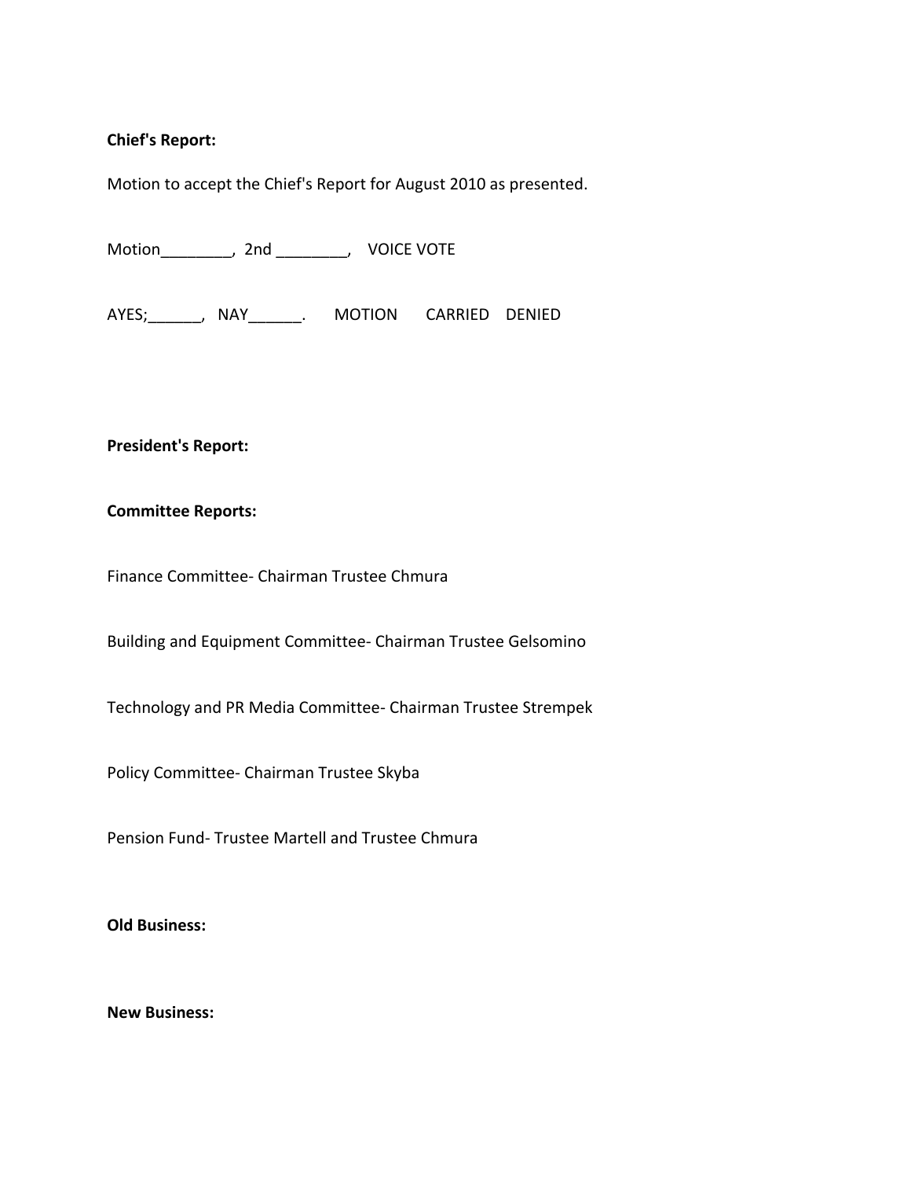**Chief's Report:**

Motion to accept the Chief's Report for August 2010 as presented.

Motion________, 2nd ________, VOICE VOTE

AYES;______, NAY______. MOTION CARRIED DENIED

**President's Report:**

**Committee Reports:**

Finance Committee- Chairman Trustee Chmura

Building and Equipment Committee- Chairman Trustee Gelsomino

Technology and PR Media Committee- Chairman Trustee Strempek

Policy Committee- Chairman Trustee Skyba

Pension Fund- Trustee Martell and Trustee Chmura

**Old Business:**

**New Business:**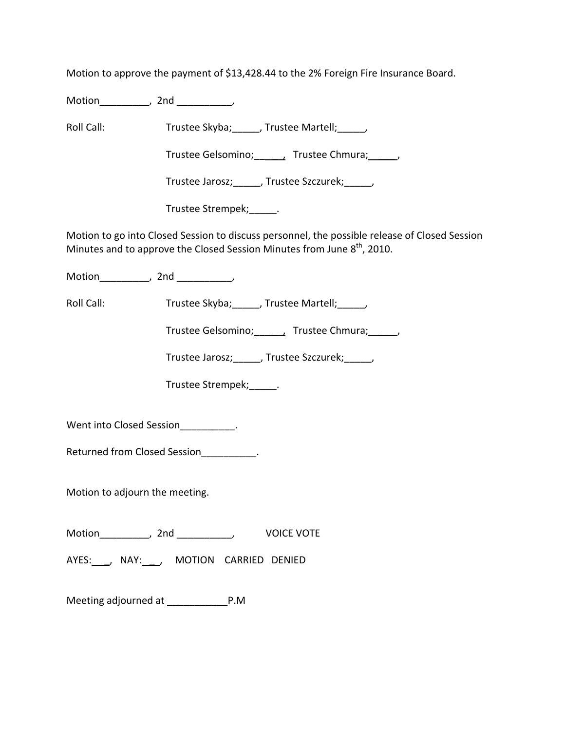Motion to approve the payment of $13,428.44 to the 2% Foreign Fire Insurance Board.

Motion_________, 2nd __________,

Roll Call: Trustee Skyba;_____, Trustee Martell;_____,

Trustee Gelsomino;_____, Trustee Chmura;_____,

Trustee Jarosz;_____, Trustee Szczurek;_____,

Trustee Strempek;_____.

Motion to go into Closed Session to discuss personnel, the possible release of Closed Session Minutes and to approve the Closed Session Minutes from June 8th, 2010.

Motion_________, 2nd __________,

Roll Call: Trustee Skyba;_____, Trustee Martell;_____,

Trustee Gelsomino;_____, Trustee Chmura;_____,

Trustee Jarosz;_____, Trustee Szczurek;_____,

Trustee Strempek;_____.

Went into Closed Session__________.

Returned from Closed Session__________.

Motion to adjourn the meeting.

Motion_________, 2nd __________, VOICE VOTE

AYES:___, NAY:___, MOTION CARRIED DENIED

Meeting adjourned at ___________P.M